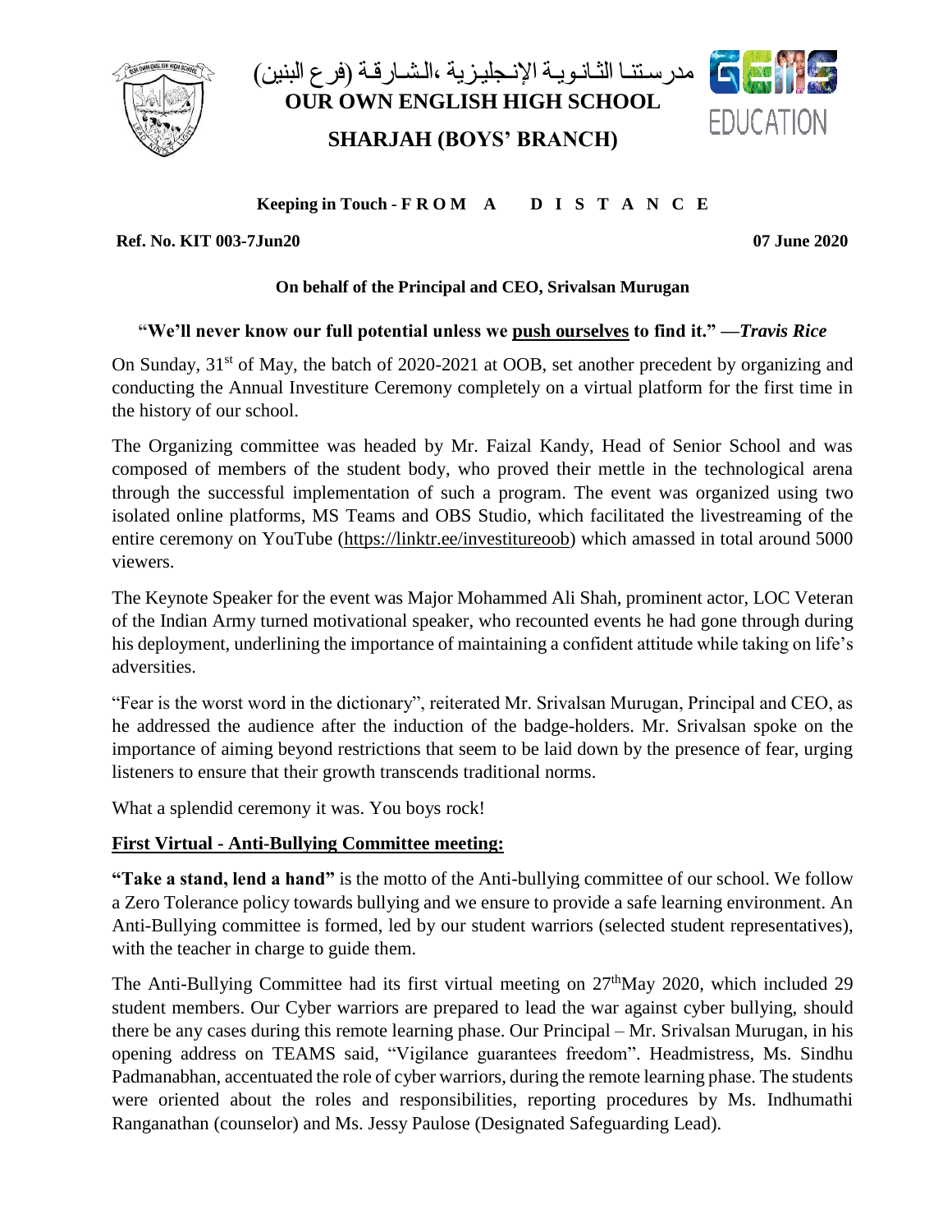مدرستنا الثانوية الإنجليزية ،الشارقة (فرع البنين)

# OUR OWN ENGLISH HIGH SCHOOL

# SHARJAH (BOYS' BRANCH)

**Keeping in Touch - F R O M A D I S T A N C E**

**Ref. No. KIT 003-7Jun20** **07 June 2020**

**On behalf of the Principal and CEO, Srivalsan Murugan**

**"We'll never know our full potential unless we <u>push ourselves</u> to find it." —*Travis Rice***

On Sunday, 31st of May, the batch of 2020-2021 at OOB, set another precedent by organizing and conducting the Annual Investiture Ceremony completely on a virtual platform for the first time in the history of our school.

The Organizing committee was headed by Mr. Faizal Kandy, Head of Senior School and was composed of members of the student body, who proved their mettle in the technological arena through the successful implementation of such a program. The event was organized using two isolated online platforms, MS Teams and OBS Studio, which facilitated the livestreaming of the entire ceremony on YouTube (https://linktr.ee/investitureoob) which amassed in total around 5000 viewers.

The Keynote Speaker for the event was Major Mohammed Ali Shah, prominent actor, LOC Veteran of the Indian Army turned motivational speaker, who recounted events he had gone through during his deployment, underlining the importance of maintaining a confident attitude while taking on life's adversities.

"Fear is the worst word in the dictionary", reiterated Mr. Srivalsan Murugan, Principal and CEO, as he addressed the audience after the induction of the badge-holders. Mr. Srivalsan spoke on the importance of aiming beyond restrictions that seem to be laid down by the presence of fear, urging listeners to ensure that their growth transcends traditional norms.

What a splendid ceremony it was. You boys rock!

## <u>First Virtual - Anti-Bullying Committee meeting:</u>

**"Take a stand, lend a hand"** is the motto of the Anti-bullying committee of our school. We follow a Zero Tolerance policy towards bullying and we ensure to provide a safe learning environment. An Anti-Bullying committee is formed, led by our student warriors (selected student representatives), with the teacher in charge to guide them.

The Anti-Bullying Committee had its first virtual meeting on 27th May 2020, which included 29 student members. Our Cyber warriors are prepared to lead the war against cyber bullying, should there be any cases during this remote learning phase. Our Principal – Mr. Srivalsan Murugan, in his opening address on TEAMS said, "Vigilance guarantees freedom". Headmistress, Ms. Sindhu Padmanabhan, accentuated the role of cyber warriors, during the remote learning phase. The students were oriented about the roles and responsibilities, reporting procedures by Ms. Indhumathi Ranganathan (counselor) and Ms. Jessy Paulose (Designated Safeguarding Lead).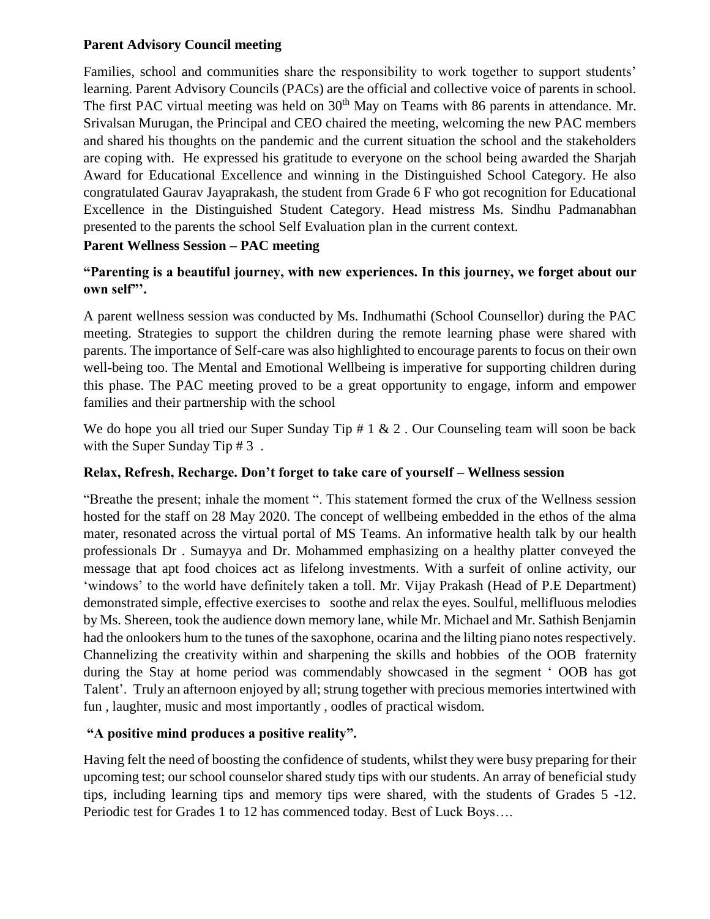**Parent Advisory Council meeting**

Families, school and communities share the responsibility to work together to support students' learning. Parent Advisory Councils (PACs) are the official and collective voice of parents in school. The first PAC virtual meeting was held on 30th May on Teams with 86 parents in attendance. Mr. Srivalsan Murugan, the Principal and CEO chaired the meeting, welcoming the new PAC members and shared his thoughts on the pandemic and the current situation the school and the stakeholders are coping with. He expressed his gratitude to everyone on the school being awarded the Sharjah Award for Educational Excellence and winning in the Distinguished School Category. He also congratulated Gaurav Jayaprakash, the student from Grade 6 F who got recognition for Educational Excellence in the Distinguished Student Category. Head mistress Ms. Sindhu Padmanabhan presented to the parents the school Self Evaluation plan in the current context.

**Parent Wellness Session – PAC meeting**

**"Parenting is a beautiful journey, with new experiences. In this journey, we forget about our own self"'.**

A parent wellness session was conducted by Ms. Indhumathi (School Counsellor) during the PAC meeting. Strategies to support the children during the remote learning phase were shared with parents. The importance of Self-care was also highlighted to encourage parents to focus on their own well-being too. The Mental and Emotional Wellbeing is imperative for supporting children during this phase. The PAC meeting proved to be a great opportunity to engage, inform and empower families and their partnership with the school

We do hope you all tried our Super Sunday Tip # 1 & 2 . Our Counseling team will soon be back with the Super Sunday Tip # 3 .

**Relax, Refresh, Recharge. Don't forget to take care of yourself – Wellness session**

"Breathe the present; inhale the moment ". This statement formed the crux of the Wellness session hosted for the staff on 28 May 2020. The concept of wellbeing embedded in the ethos of the alma mater, resonated across the virtual portal of MS Teams. An informative health talk by our health professionals Dr . Sumayya and Dr. Mohammed emphasizing on a healthy platter conveyed the message that apt food choices act as lifelong investments. With a surfeit of online activity, our 'windows' to the world have definitely taken a toll. Mr. Vijay Prakash (Head of P.E Department) demonstrated simple, effective exercises to soothe and relax the eyes. Soulful, mellifluous melodies by Ms. Shereen, took the audience down memory lane, while Mr. Michael and Mr. Sathish Benjamin had the onlookers hum to the tunes of the saxophone, ocarina and the lilting piano notes respectively. Channelizing the creativity within and sharpening the skills and hobbies of the OOB fraternity during the Stay at home period was commendably showcased in the segment ' OOB has got Talent'. Truly an afternoon enjoyed by all; strung together with precious memories intertwined with fun , laughter, music and most importantly , oodles of practical wisdom.

**"A positive mind produces a positive reality".**

Having felt the need of boosting the confidence of students, whilst they were busy preparing for their upcoming test; our school counselor shared study tips with our students. An array of beneficial study tips, including learning tips and memory tips were shared, with the students of Grades 5 -12. Periodic test for Grades 1 to 12 has commenced today. Best of Luck Boys….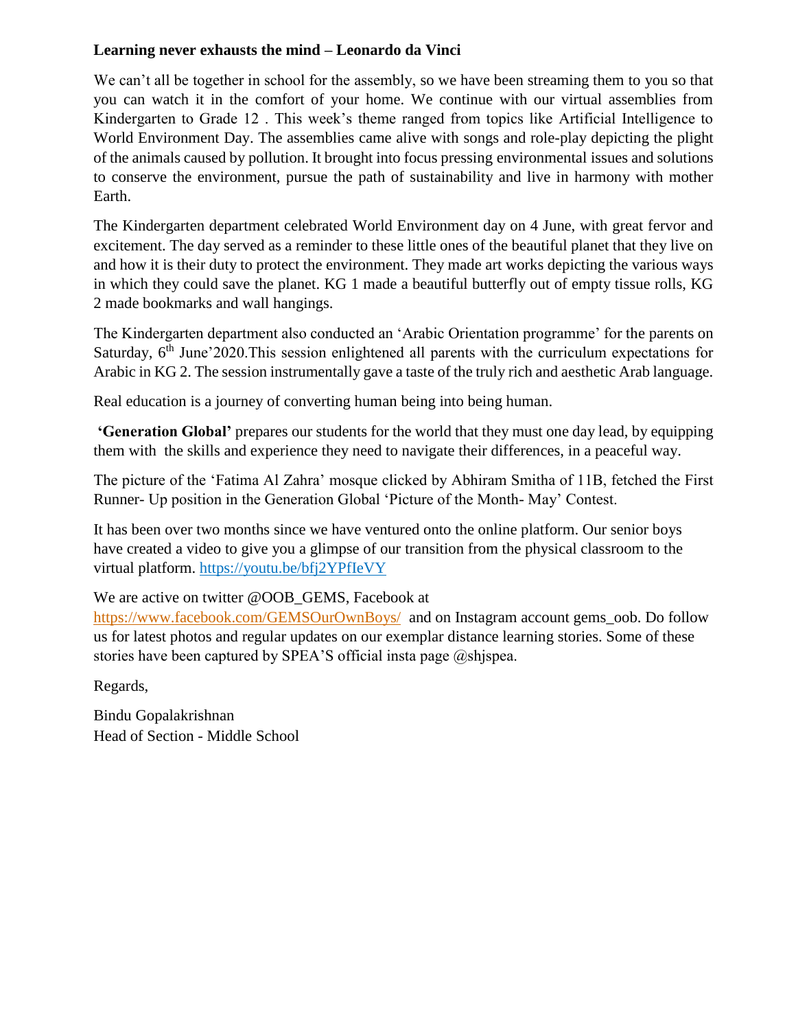**Learning never exhausts the mind – Leonardo da Vinci**

We can't all be together in school for the assembly, so we have been streaming them to you so that you can watch it in the comfort of your home. We continue with our virtual assemblies from Kindergarten to Grade 12 . This week's theme ranged from topics like Artificial Intelligence to World Environment Day. The assemblies came alive with songs and role-play depicting the plight of the animals caused by pollution. It brought into focus pressing environmental issues and solutions to conserve the environment, pursue the path of sustainability and live in harmony with mother Earth.

The Kindergarten department celebrated World Environment day on 4 June, with great fervor and excitement. The day served as a reminder to these little ones of the beautiful planet that they live on and how it is their duty to protect the environment. They made art works depicting the various ways in which they could save the planet. KG 1 made a beautiful butterfly out of empty tissue rolls, KG 2 made bookmarks and wall hangings.

The Kindergarten department also conducted an 'Arabic Orientation programme' for the parents on Saturday, 6th June'2020.This session enlightened all parents with the curriculum expectations for Arabic in KG 2. The session instrumentally gave a taste of the truly rich and aesthetic Arab language.

Real education is a journey of converting human being into being human.

**'Generation Global'** prepares our students for the world that they must one day lead, by equipping them with the skills and experience they need to navigate their differences, in a peaceful way.

The picture of the 'Fatima Al Zahra' mosque clicked by Abhiram Smitha of 11B, fetched the First Runner- Up position in the Generation Global 'Picture of the Month- May' Contest.

It has been over two months since we have ventured onto the online platform. Our senior boys have created a video to give you a glimpse of our transition from the physical classroom to the virtual platform. https://youtu.be/bfj2YPfIeVY

We are active on twitter @OOB_GEMS, Facebook at https://www.facebook.com/GEMSOurOwnBoys/ and on Instagram account gems_oob. Do follow us for latest photos and regular updates on our exemplar distance learning stories. Some of these stories have been captured by SPEA'S official insta page @shjspea.

Regards,

Bindu Gopalakrishnan  
Head of Section - Middle School